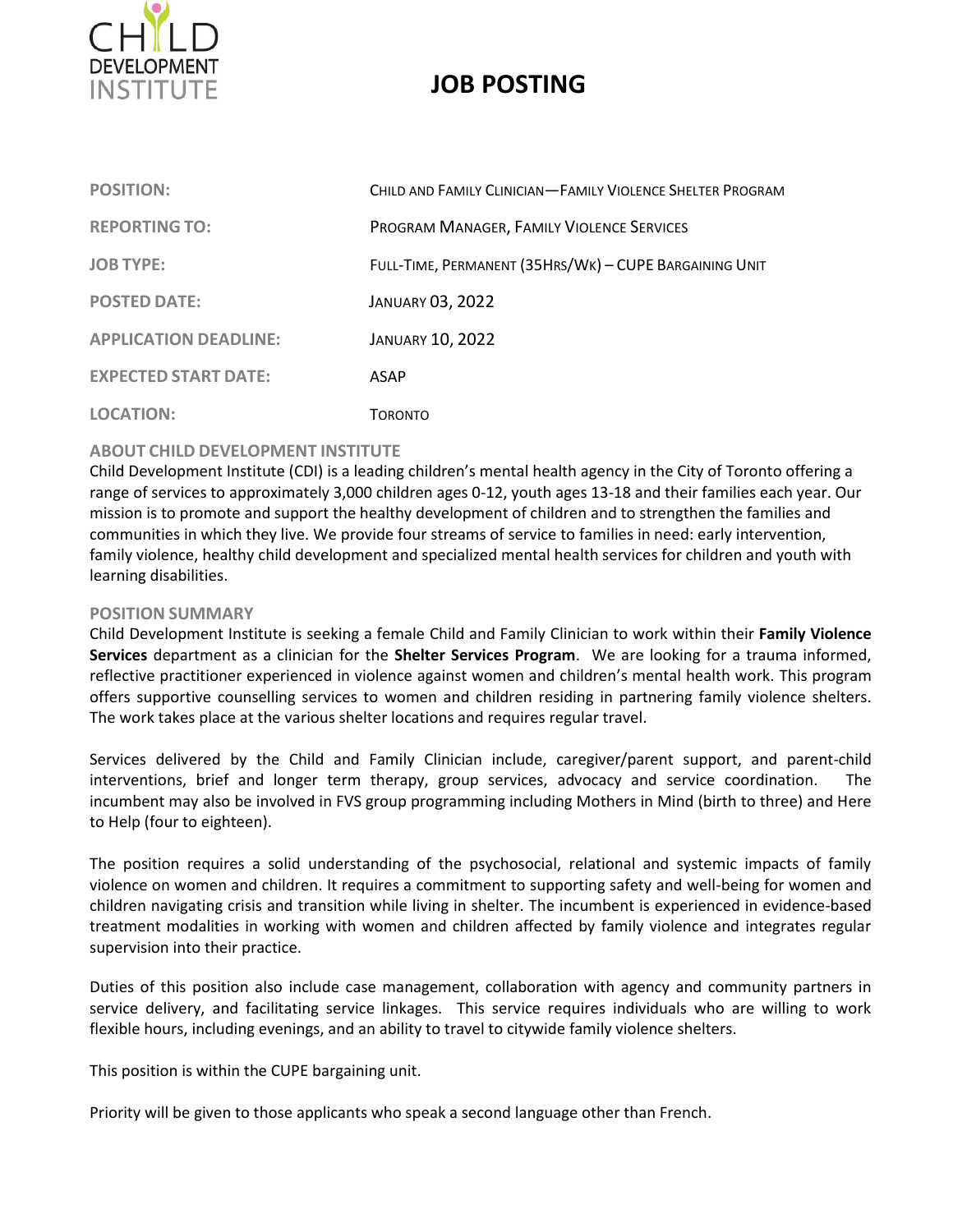CHILD DEVELOPMENT INSTITUTE

# JOB POSTING

| | |
|---|---|
| **POSITION:** | CHILD AND FAMILY CLINICIAN—FAMILY VIOLENCE SHELTER PROGRAM |
| **REPORTING TO:** | PROGRAM MANAGER, FAMILY VIOLENCE SERVICES |
| **JOB TYPE:** | FULL-TIME, PERMANENT (35HRS/WK) – CUPE BARGAINING UNIT |
| **POSTED DATE:** | JANUARY 03, 2022 |
| **APPLICATION DEADLINE:** | JANUARY 10, 2022 |
| **EXPECTED START DATE:** | ASAP |
| **LOCATION:** | TORONTO |

## ABOUT CHILD DEVELOPMENT INSTITUTE

Child Development Institute (CDI) is a leading children's mental health agency in the City of Toronto offering a range of services to approximately 3,000 children ages 0-12, youth ages 13-18 and their families each year. Our mission is to promote and support the healthy development of children and to strengthen the families and communities in which they live. We provide four streams of service to families in need: early intervention, family violence, healthy child development and specialized mental health services for children and youth with learning disabilities.

## POSITION SUMMARY

Child Development Institute is seeking a female Child and Family Clinician to work within their **Family Violence Services** department as a clinician for the **Shelter Services Program**. We are looking for a trauma informed, reflective practitioner experienced in violence against women and children's mental health work. This program offers supportive counselling services to women and children residing in partnering family violence shelters. The work takes place at the various shelter locations and requires regular travel.

Services delivered by the Child and Family Clinician include, caregiver/parent support, and parent-child interventions, brief and longer term therapy, group services, advocacy and service coordination. The incumbent may also be involved in FVS group programming including Mothers in Mind (birth to three) and Here to Help (four to eighteen).

The position requires a solid understanding of the psychosocial, relational and systemic impacts of family violence on women and children. It requires a commitment to supporting safety and well-being for women and children navigating crisis and transition while living in shelter. The incumbent is experienced in evidence-based treatment modalities in working with women and children affected by family violence and integrates regular supervision into their practice.

Duties of this position also include case management, collaboration with agency and community partners in service delivery, and facilitating service linkages. This service requires individuals who are willing to work flexible hours, including evenings, and an ability to travel to citywide family violence shelters.

This position is within the CUPE bargaining unit.

Priority will be given to those applicants who speak a second language other than French.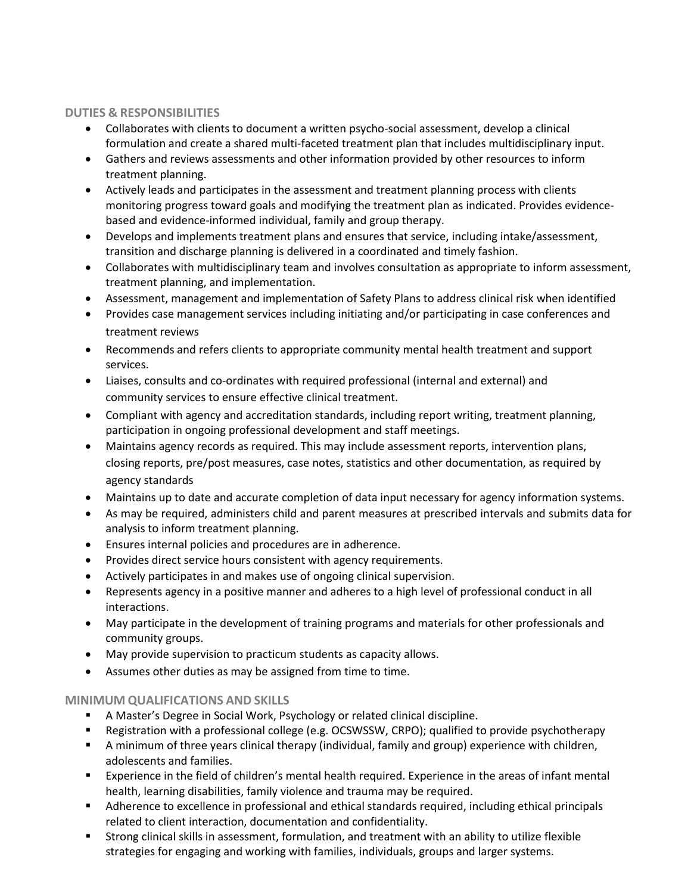## DUTIES & RESPONSIBILITIES

- Collaborates with clients to document a written psycho-social assessment, develop a clinical formulation and create a shared multi-faceted treatment plan that includes multidisciplinary input.
- Gathers and reviews assessments and other information provided by other resources to inform treatment planning.
- Actively leads and participates in the assessment and treatment planning process with clients monitoring progress toward goals and modifying the treatment plan as indicated. Provides evidence-based and evidence-informed individual, family and group therapy.
- Develops and implements treatment plans and ensures that service, including intake/assessment, transition and discharge planning is delivered in a coordinated and timely fashion.
- Collaborates with multidisciplinary team and involves consultation as appropriate to inform assessment, treatment planning, and implementation.
- Assessment, management and implementation of Safety Plans to address clinical risk when identified
- Provides case management services including initiating and/or participating in case conferences and treatment reviews
- Recommends and refers clients to appropriate community mental health treatment and support services.
- Liaises, consults and co-ordinates with required professional (internal and external) and community services to ensure effective clinical treatment.
- Compliant with agency and accreditation standards, including report writing, treatment planning, participation in ongoing professional development and staff meetings.
- Maintains agency records as required. This may include assessment reports, intervention plans, closing reports, pre/post measures, case notes, statistics and other documentation, as required by agency standards
- Maintains up to date and accurate completion of data input necessary for agency information systems.
- As may be required, administers child and parent measures at prescribed intervals and submits data for analysis to inform treatment planning.
- Ensures internal policies and procedures are in adherence.
- Provides direct service hours consistent with agency requirements.
- Actively participates in and makes use of ongoing clinical supervision.
- Represents agency in a positive manner and adheres to a high level of professional conduct in all interactions.
- May participate in the development of training programs and materials for other professionals and community groups.
- May provide supervision to practicum students as capacity allows.
- Assumes other duties as may be assigned from time to time.

## MINIMUM QUALIFICATIONS AND SKILLS

- A Master's Degree in Social Work, Psychology or related clinical discipline.
- Registration with a professional college (e.g. OCSWSSW, CRPO); qualified to provide psychotherapy
- A minimum of three years clinical therapy (individual, family and group) experience with children, adolescents and families.
- Experience in the field of children's mental health required. Experience in the areas of infant mental health, learning disabilities, family violence and trauma may be required.
- Adherence to excellence in professional and ethical standards required, including ethical principals related to client interaction, documentation and confidentiality.
- Strong clinical skills in assessment, formulation, and treatment with an ability to utilize flexible strategies for engaging and working with families, individuals, groups and larger systems.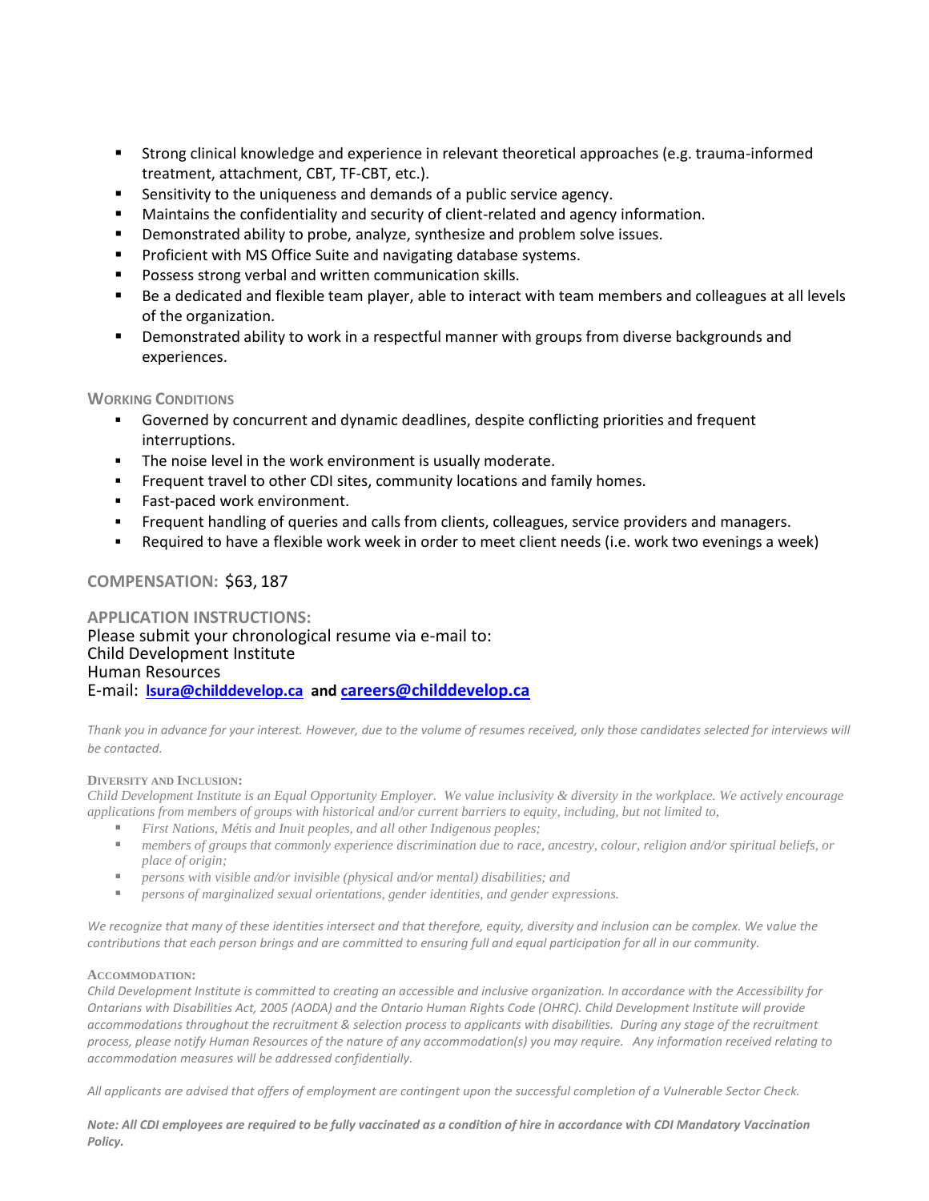- Strong clinical knowledge and experience in relevant theoretical approaches (e.g. trauma-informed treatment, attachment, CBT, TF-CBT, etc.).
- Sensitivity to the uniqueness and demands of a public service agency.
- Maintains the confidentiality and security of client-related and agency information.
- Demonstrated ability to probe, analyze, synthesize and problem solve issues.
- Proficient with MS Office Suite and navigating database systems.
- Possess strong verbal and written communication skills.
- Be a dedicated and flexible team player, able to interact with team members and colleagues at all levels of the organization.
- Demonstrated ability to work in a respectful manner with groups from diverse backgrounds and experiences.

### WORKING CONDITIONS

- Governed by concurrent and dynamic deadlines, despite conflicting priorities and frequent interruptions.
- The noise level in the work environment is usually moderate.
- Frequent travel to other CDI sites, community locations and family homes.
- Fast-paced work environment.
- Frequent handling of queries and calls from clients, colleagues, service providers and managers.
- Required to have a flexible work week in order to meet client needs (i.e. work two evenings a week)

**COMPENSATION:** $63, 187

**APPLICATION INSTRUCTIONS:**

Please submit your chronological resume via e-mail to:
Child Development Institute
Human Resources
E-mail: **lsura@childdevelop.ca** **and** **careers@childdevelop.ca**

*Thank you in advance for your interest. However, due to the volume of resumes received, only those candidates selected for interviews will be contacted.*

**DIVERSITY AND INCLUSION:**

*Child Development Institute is an Equal Opportunity Employer. We value inclusivity & diversity in the workplace. We actively encourage applications from members of groups with historical and/or current barriers to equity, including, but not limited to,*

- *First Nations, Métis and Inuit peoples, and all other Indigenous peoples;*
- *members of groups that commonly experience discrimination due to race, ancestry, colour, religion and/or spiritual beliefs, or place of origin;*
- *persons with visible and/or invisible (physical and/or mental) disabilities; and*
- *persons of marginalized sexual orientations, gender identities, and gender expressions.*

*We recognize that many of these identities intersect and that therefore, equity, diversity and inclusion can be complex. We value the contributions that each person brings and are committed to ensuring full and equal participation for all in our community.*

**ACCOMMODATION:**

*Child Development Institute is committed to creating an accessible and inclusive organization. In accordance with the Accessibility for Ontarians with Disabilities Act, 2005 (AODA) and the Ontario Human Rights Code (OHRC). Child Development Institute will provide accommodations throughout the recruitment & selection process to applicants with disabilities. During any stage of the recruitment process, please notify Human Resources of the nature of any accommodation(s) you may require. Any information received relating to accommodation measures will be addressed confidentially.*

*All applicants are advised that offers of employment are contingent upon the successful completion of a Vulnerable Sector Check.*

***Note: All CDI employees are required to be fully vaccinated as a condition of hire in accordance with CDI Mandatory Vaccination Policy.***